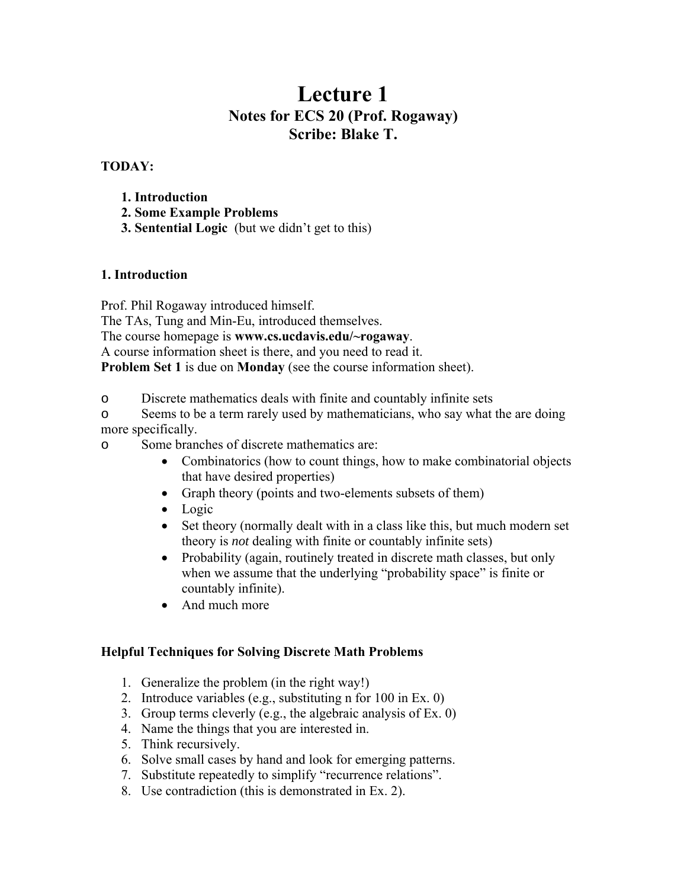# Lecture 1

## Notes for ECS 20 (Prof. Rogaway)

## Scribe: Blake T.

**TODAY:**

1. **Introduction**
2. **Some Example Problems**
3. **Sentential Logic** (but we didn't get to this)

### 1. Introduction

Prof. Phil Rogaway introduced himself.
The TAs, Tung and Min-Eu, introduced themselves.
The course homepage is **www.cs.ucdavis.edu/~rogaway**.
A course information sheet is there, and you need to read it.
**Problem Set 1** is due on **Monday** (see the course information sheet).

- Discrete mathematics deals with finite and countably infinite sets
- Seems to be a term rarely used by mathematicians, who say what the are doing more specifically.
- Some branches of discrete mathematics are:
  - Combinatorics (how to count things, how to make combinatorial objects that have desired properties)
  - Graph theory (points and two-elements subsets of them)
  - Logic
  - Set theory (normally dealt with in a class like this, but much modern set theory is *not* dealing with finite or countably infinite sets)
  - Probability (again, routinely treated in discrete math classes, but only when we assume that the underlying "probability space" is finite or countably infinite).
  - And much more

### Helpful Techniques for Solving Discrete Math Problems

1. Generalize the problem (in the right way!)
2. Introduce variables (e.g., substituting n for 100 in Ex. 0)
3. Group terms cleverly (e.g., the algebraic analysis of Ex. 0)
4. Name the things that you are interested in.
5. Think recursively.
6. Solve small cases by hand and look for emerging patterns.
7. Substitute repeatedly to simplify "recurrence relations".
8. Use contradiction (this is demonstrated in Ex. 2).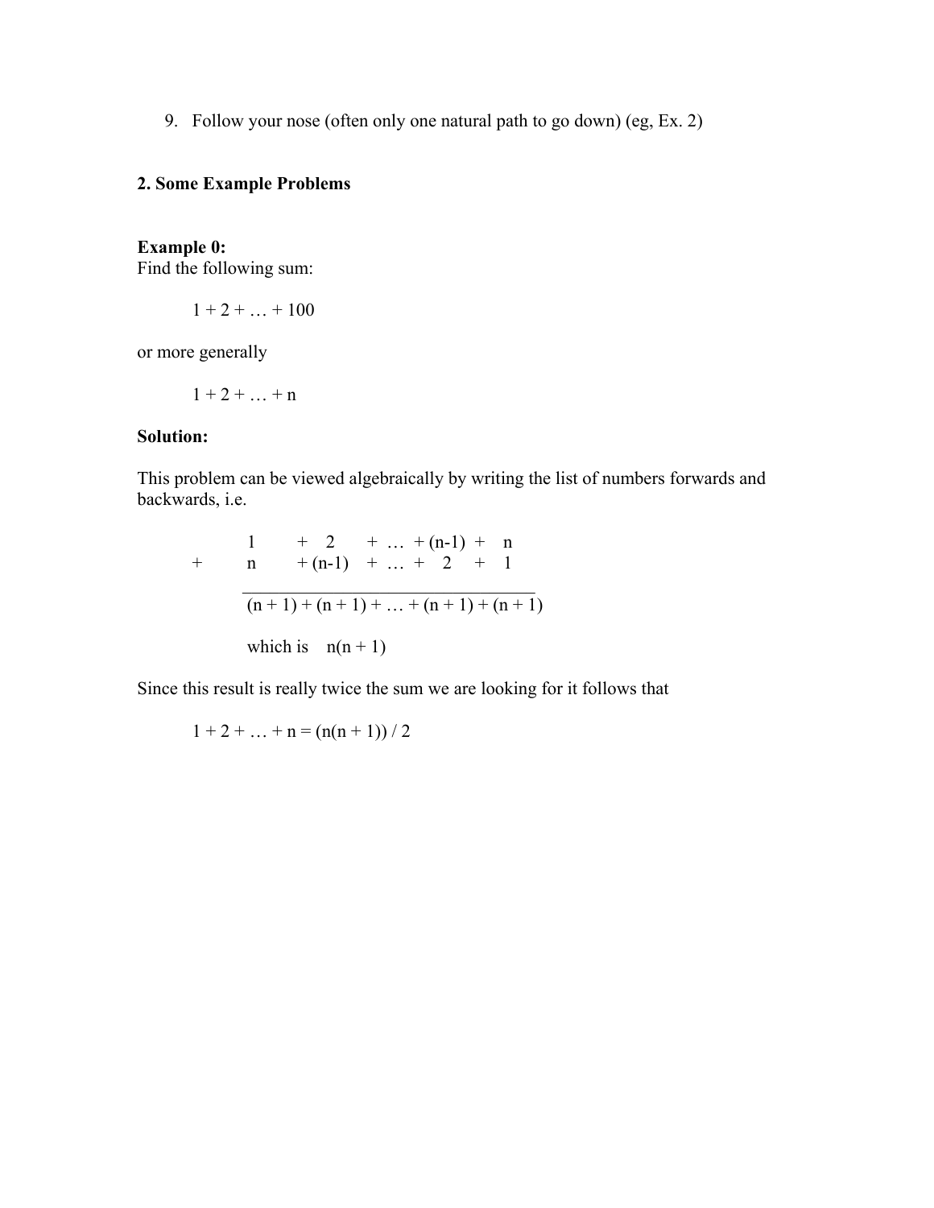9. Follow your nose (often only one natural path to go down) (eg, Ex. 2)

## 2. Some Example Problems

**Example 0:**
Find the following sum:

$$1 + 2 + \ldots + 100$$

or more generally

$$1 + 2 + \ldots + n$$

**Solution:**

This problem can be viewed algebraically by writing the list of numbers forwards and backwards, i.e.

$$
\begin{array}{rccccccccc}
 & 1 & + & 2 & + & \ldots & + (n-1) & + & n \\
+ & n & + & (n-1) & + & \ldots & + \; 2 & + & 1 \\
\hline
 & \multicolumn{8}{l}{(n + 1) + (n + 1) + \ldots + (n + 1) + (n + 1)}
\end{array}
$$

which is $n(n + 1)$

Since this result is really twice the sum we are looking for it follows that

$$1 + 2 + \ldots + n = (n(n + 1)) / 2$$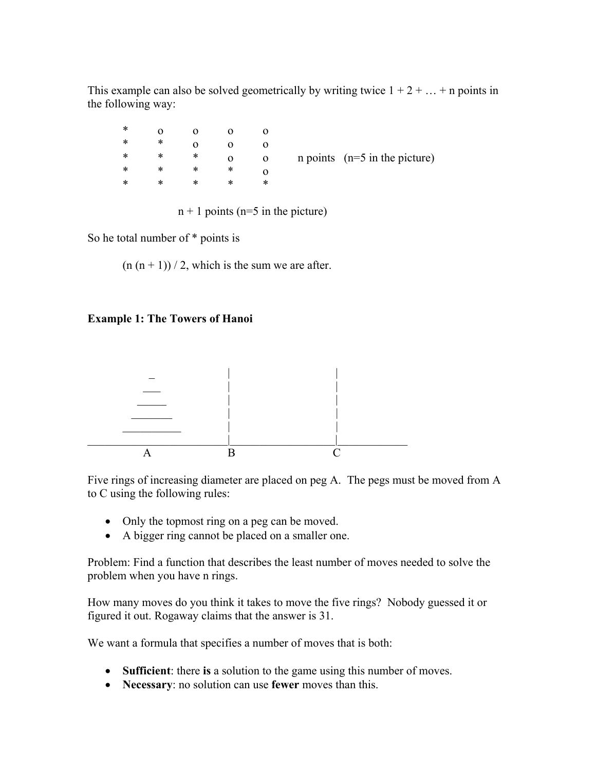This example can also be solved geometrically by writing twice 1 + 2 + … + n points in the following way:

```
*    o    o    o    o
*    *    o    o    o
*    *    *    o    o       n points   (n=5 in the picture)
*    *    *    *    o
*    *    *    *    *

          n + 1 points (n=5 in the picture)
```

So he total number of * points is

$(n (n + 1)) / 2$, which is the sum we are after.

**Example 1: The Towers of Hanoi**

```
       _              |                |
      ___             |                |
     _____            |                |
    _______           |                |
   _________          |                |
______________________|________________|____________
         A            B                C
```

Five rings of increasing diameter are placed on peg A. The pegs must be moved from A to C using the following rules:

- Only the topmost ring on a peg can be moved.
- A bigger ring cannot be placed on a smaller one.

Problem: Find a function that describes the least number of moves needed to solve the problem when you have n rings.

How many moves do you think it takes to move the five rings? Nobody guessed it or figured it out. Rogaway claims that the answer is 31.

We want a formula that specifies a number of moves that is both:

- **Sufficient**: there **is** a solution to the game using this number of moves.
- **Necessary**: no solution can use **fewer** moves than this.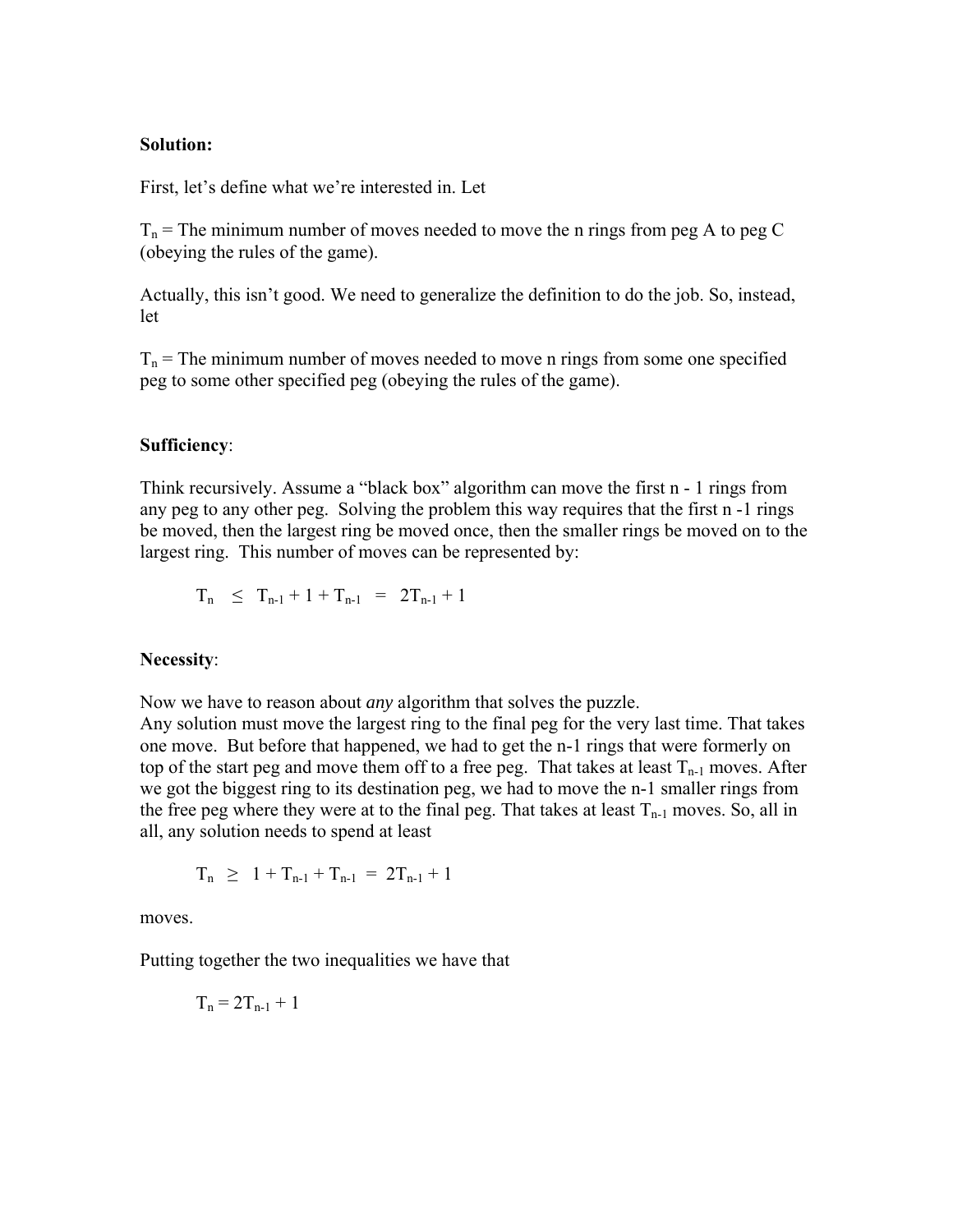**Solution:**

First, let's define what we're interested in. Let

$T_n$ = The minimum number of moves needed to move the n rings from peg A to peg C (obeying the rules of the game).

Actually, this isn't good. We need to generalize the definition to do the job. So, instead, let

$T_n$ = The minimum number of moves needed to move n rings from some one specified peg to some other specified peg (obeying the rules of the game).

**Sufficiency**:

Think recursively. Assume a "black box" algorithm can move the first n - 1 rings from any peg to any other peg. Solving the problem this way requires that the first n -1 rings be moved, then the largest ring be moved once, then the smaller rings be moved on to the largest ring. This number of moves can be represented by:

$$T_n \leq T_{n-1} + 1 + T_{n-1} = 2T_{n-1} + 1$$

**Necessity**:

Now we have to reason about *any* algorithm that solves the puzzle.
Any solution must move the largest ring to the final peg for the very last time. That takes one move. But before that happened, we had to get the n-1 rings that were formerly on top of the start peg and move them off to a free peg. That takes at least $T_{n-1}$ moves. After we got the biggest ring to its destination peg, we had to move the n-1 smaller rings from the free peg where they were at to the final peg. That takes at least $T_{n-1}$ moves. So, all in all, any solution needs to spend at least

$$T_n \geq 1 + T_{n-1} + T_{n-1} = 2T_{n-1} + 1$$

moves.

Putting together the two inequalities we have that

$$T_n = 2T_{n-1} + 1$$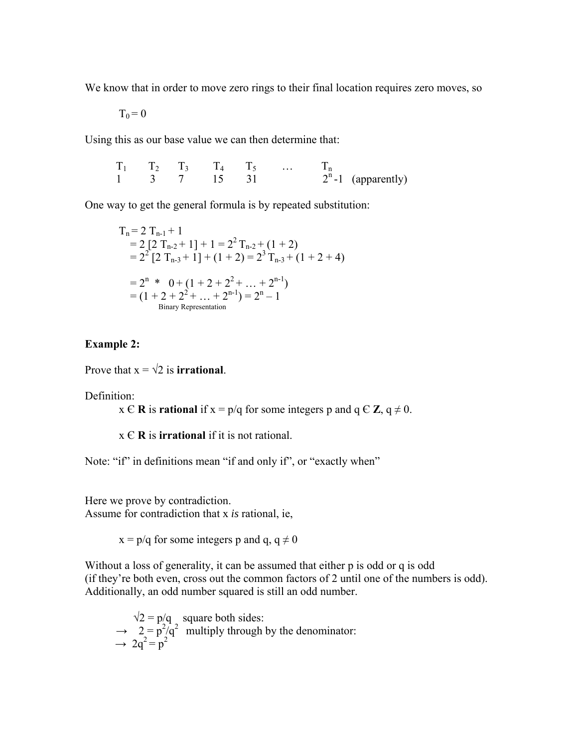We know that in order to move zero rings to their final location requires zero moves, so

$$T_0 = 0$$

Using this as our base value we can then determine that:

| $T_1$ | $T_2$ | $T_3$ | $T_4$ | $T_5$ | … | $T_n$ |
|---|---|---|---|---|---|---|
| 1 | 3 | 7 | 15 | 31 | | $2^n - 1$ (apparently) |

One way to get the general formula is by repeated substitution:

$$T_n = 2\,T_{n-1} + 1$$
$$= 2\,[2\,T_{n-2} + 1] + 1 = 2^2\,T_{n-2} + (1 + 2)$$
$$= 2^2\,[2\,T_{n-3} + 1] + (1 + 2) = 2^3\,T_{n-3} + (1 + 2 + 4)$$

$$= 2^n * 0 + (1 + 2 + 2^2 + \ldots + 2^{n-1})$$
$$= (1 + 2 + 2^2 + \ldots + 2^{n-1}) = 2^n - 1$$

Binary Representation

**Example 2:**

Prove that $x = \sqrt{2}$ is **irrational**.

Definition:

$x \in \mathbf{R}$ is **rational** if $x = p/q$ for some integers p and $q \in \mathbf{Z}$, $q \neq 0$.

$x \in \mathbf{R}$ is **irrational** if it is not rational.

Note: "if" in definitions mean "if and only if", or "exactly when"

Here we prove by contradiction.
Assume for contradiction that x *is* rational, ie,

$x = p/q$ for some integers p and q, $q \neq 0$

Without a loss of generality, it can be assumed that either p is odd or q is odd
(if they're both even, cross out the common factors of 2 until one of the numbers is odd).
Additionally, an odd number squared is still an odd number.

$\sqrt{2} = p/q$ square both sides:
$\rightarrow\ 2 = p^2/q^2$ multiply through by the denominator:
$\rightarrow\ 2q^2 = p^2$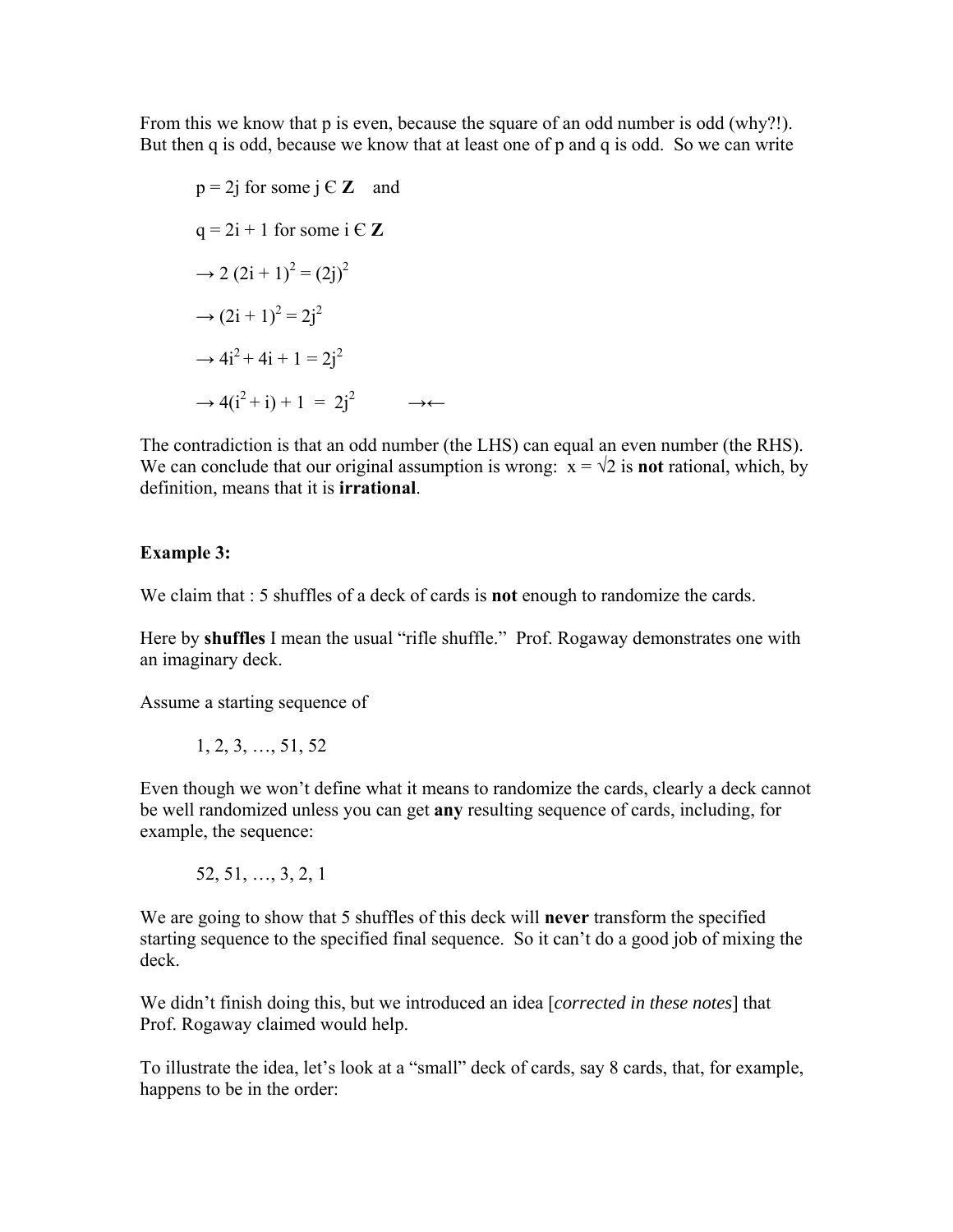From this we know that p is even, because the square of an odd number is odd (why?!). But then q is odd, because we know that at least one of p and q is odd. So we can write

$p = 2j$ for some $j \in \mathbf{Z}$ and

$q = 2i + 1$ for some $i \in \mathbf{Z}$

$\rightarrow 2\,(2i + 1)^2 = (2j)^2$

$\rightarrow (2i + 1)^2 = 2j^2$

$\rightarrow 4i^2 + 4i + 1 = 2j^2$

$\rightarrow 4(i^2 + i) + 1 = 2j^2 \qquad \rightarrow\leftarrow$

The contradiction is that an odd number (the LHS) can equal an even number (the RHS). We can conclude that our original assumption is wrong: $x = \sqrt{2}$ is **not** rational, which, by definition, means that it is **irrational**.

**Example 3:**

We claim that : 5 shuffles of a deck of cards is **not** enough to randomize the cards.

Here by **shuffles** I mean the usual "rifle shuffle." Prof. Rogaway demonstrates one with an imaginary deck.

Assume a starting sequence of

1, 2, 3, …, 51, 52

Even though we won't define what it means to randomize the cards, clearly a deck cannot be well randomized unless you can get **any** resulting sequence of cards, including, for example, the sequence:

52, 51, …, 3, 2, 1

We are going to show that 5 shuffles of this deck will **never** transform the specified starting sequence to the specified final sequence. So it can't do a good job of mixing the deck.

We didn't finish doing this, but we introduced an idea [*corrected in these notes*] that Prof. Rogaway claimed would help.

To illustrate the idea, let's look at a "small" deck of cards, say 8 cards, that, for example, happens to be in the order: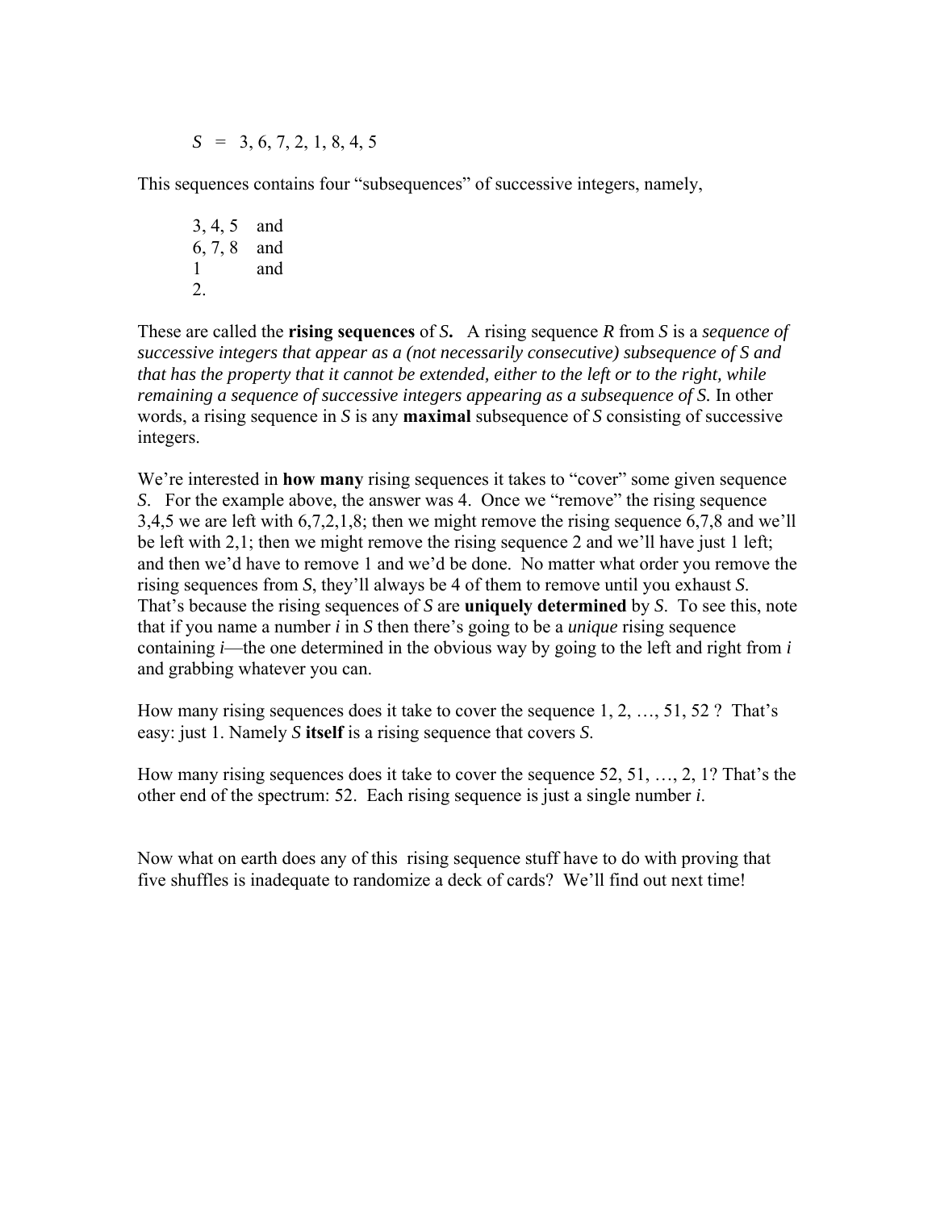$S$ = 3, 6, 7, 2, 1, 8, 4, 5

This sequences contains four "subsequences" of successive integers, namely,

3, 4, 5 and
6, 7, 8 and
1 and
2.

These are called the **rising sequences** of ***S*.** A rising sequence *R* from *S* is a *sequence of successive integers that appear as a (not necessarily consecutive) subsequence of S and that has the property that it cannot be extended, either to the left or to the right, while remaining a sequence of successive integers appearing as a subsequence of S.* In other words, a rising sequence in *S* is any **maximal** subsequence of *S* consisting of successive integers.

We're interested in **how many** rising sequences it takes to "cover" some given sequence *S*. For the example above, the answer was 4. Once we "remove" the rising sequence 3,4,5 we are left with 6,7,2,1,8; then we might remove the rising sequence 6,7,8 and we'll be left with 2,1; then we might remove the rising sequence 2 and we'll have just 1 left; and then we'd have to remove 1 and we'd be done. No matter what order you remove the rising sequences from *S*, they'll always be 4 of them to remove until you exhaust *S*. That's because the rising sequences of *S* are **uniquely determined** by *S*. To see this, note that if you name a number *i* in *S* then there's going to be a *unique* rising sequence containing *i*—the one determined in the obvious way by going to the left and right from *i* and grabbing whatever you can.

How many rising sequences does it take to cover the sequence 1, 2, …, 51, 52 ? That's easy: just 1. Namely *S* **itself** is a rising sequence that covers *S*.

How many rising sequences does it take to cover the sequence 52, 51, …, 2, 1? That's the other end of the spectrum: 52. Each rising sequence is just a single number *i*.

Now what on earth does any of this rising sequence stuff have to do with proving that five shuffles is inadequate to randomize a deck of cards? We'll find out next time!